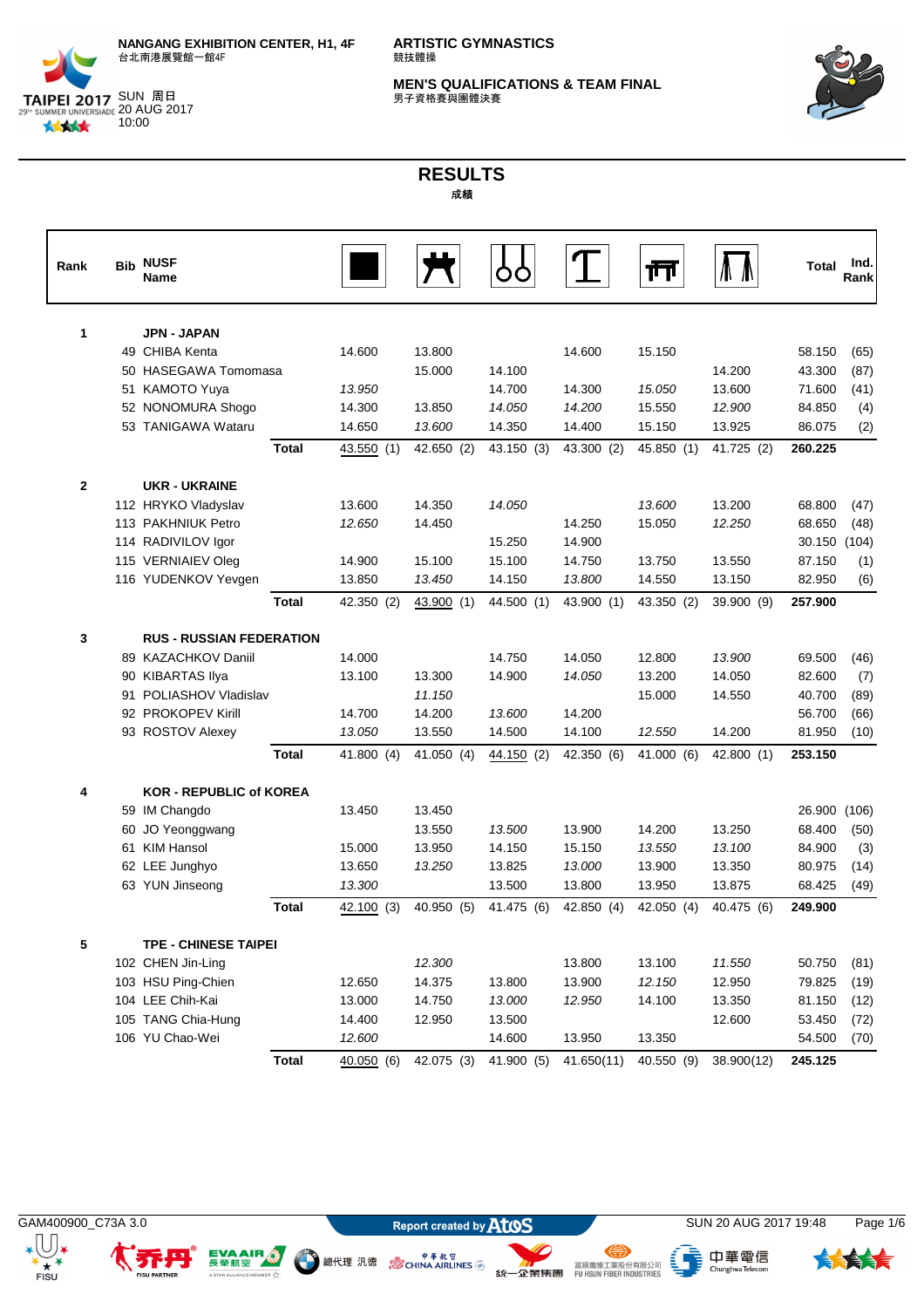NANGANG EXHIBITION CENTER, H1, 4F
台北南港展覽館一館4F

TAIPEI 2017
29th SUMMER UNIVERSIADE

SUN 周日
20 AUG 2017
10:00

**ARTISTIC GYMNASTICS**
競技體操

**MEN'S QUALIFICATIONS & TEAM FINAL**
男子資格賽與團體決賽

# RESULTS
成績

| Rank | Bib | NUSF Name | | | | | | | Total | Ind. Rank |
|---|---|---|---|---|---|---|---|---|---|---|
| 1 | | **JPN - JAPAN** | | | | | | | | |
| | 49 | CHIBA Kenta | 14.600 | 13.800 | | 14.600 | 15.150 | | 58.150 | (65) |
| | 50 | HASEGAWA Tomomasa | | 15.000 | 14.100 | | | 14.200 | 43.300 | (87) |
| | 51 | KAMOTO Yuya | *13.950* | | 14.700 | 14.300 | *15.050* | 13.600 | 71.600 | (41) |
| | 52 | NONOMURA Shogo | 14.300 | 13.850 | *14.050* | *14.200* | 15.550 | *12.900* | 84.850 | (4) |
| | 53 | TANIGAWA Wataru | 14.650 | *13.600* | 14.350 | 14.400 | 15.150 | 13.925 | 86.075 | (2) |
| | | **Total** | 43.550 (1) | 42.650 (2) | 43.150 (3) | 43.300 (2) | 45.850 (1) | 41.725 (2) | **260.225** | |
| 2 | | **UKR - UKRAINE** | | | | | | | | |
| | 112 | HRYKO Vladyslav | 13.600 | 14.350 | *14.050* | | *13.600* | 13.200 | 68.800 | (47) |
| | 113 | PAKHNIUK Petro | *12.650* | 14.450 | | 14.250 | 15.050 | *12.250* | 68.650 | (48) |
| | 114 | RADIVILOV Igor | | | 15.250 | 14.900 | | | 30.150 | (104) |
| | 115 | VERNIAIEV Oleg | 14.900 | 15.100 | 15.100 | 14.750 | 13.750 | 13.550 | 87.150 | (1) |
| | 116 | YUDENKOV Yevgen | 13.850 | *13.450* | 14.150 | *13.800* | 14.550 | 13.150 | 82.950 | (6) |
| | | **Total** | 42.350 (2) | 43.900 (1) | 44.500 (1) | 43.900 (1) | 43.350 (2) | 39.900 (9) | **257.900** | |
| 3 | | **RUS - RUSSIAN FEDERATION** | | | | | | | | |
| | 89 | KAZACHKOV Daniil | 14.000 | | 14.750 | 14.050 | 12.800 | *13.900* | 69.500 | (46) |
| | 90 | KIBARTAS Ilya | 13.100 | 13.300 | 14.900 | *14.050* | 13.200 | 14.050 | 82.600 | (7) |
| | 91 | POLIASHOV Vladislav | | *11.150* | | | 15.000 | 14.550 | 40.700 | (89) |
| | 92 | PROKOPEV Kirill | 14.700 | 14.200 | *13.600* | 14.200 | | | 56.700 | (66) |
| | 93 | ROSTOV Alexey | *13.050* | 13.550 | 14.500 | 14.100 | *12.550* | 14.200 | 81.950 | (10) |
| | | **Total** | 41.800 (4) | 41.050 (4) | 44.150 (2) | 42.350 (6) | 41.000 (6) | 42.800 (1) | **253.150** | |
| 4 | | **KOR - REPUBLIC of KOREA** | | | | | | | | |
| | 59 | IM Changdo | 13.450 | 13.450 | | | | | 26.900 | (106) |
| | 60 | JO Yeonggwang | | 13.550 | *13.500* | 13.900 | 14.200 | 13.250 | 68.400 | (50) |
| | 61 | KIM Hansol | 15.000 | 13.950 | 14.150 | 15.150 | *13.550* | *13.100* | 84.900 | (3) |
| | 62 | LEE Junghyo | 13.650 | *13.250* | 13.825 | *13.000* | 13.900 | 13.350 | 80.975 | (14) |
| | 63 | YUN Jinseong | *13.300* | | 13.500 | 13.800 | 13.950 | 13.875 | 68.425 | (49) |
| | | **Total** | 42.100 (3) | 40.950 (5) | 41.475 (6) | 42.850 (4) | 42.050 (4) | 40.475 (6) | **249.900** | |
| 5 | | **TPE - CHINESE TAIPEI** | | | | | | | | |
| | 102 | CHEN Jin-Ling | | *12.300* | | 13.800 | 13.100 | *11.550* | 50.750 | (81) |
| | 103 | HSU Ping-Chien | 12.650 | 14.375 | 13.800 | 13.900 | *12.150* | 12.950 | 79.825 | (19) |
| | 104 | LEE Chih-Kai | 13.000 | 14.750 | *13.000* | *12.950* | 14.100 | 13.350 | 81.150 | (12) |
| | 105 | TANG Chia-Hung | 14.400 | 12.950 | 13.500 | | | 12.600 | 53.450 | (72) |
| | 106 | YU Chao-Wei | *12.600* | | 14.600 | 13.950 | 13.350 | | 54.500 | (70) |
| | | **Total** | 40.050 (6) | 42.075 (3) | 41.900 (5) | 41.650(11) | 40.550 (9) | 38.900(12) | **245.125** | |

GAM400900_C73A 3.0 — Report created by Atos — SUN 20 AUG 2017 19:48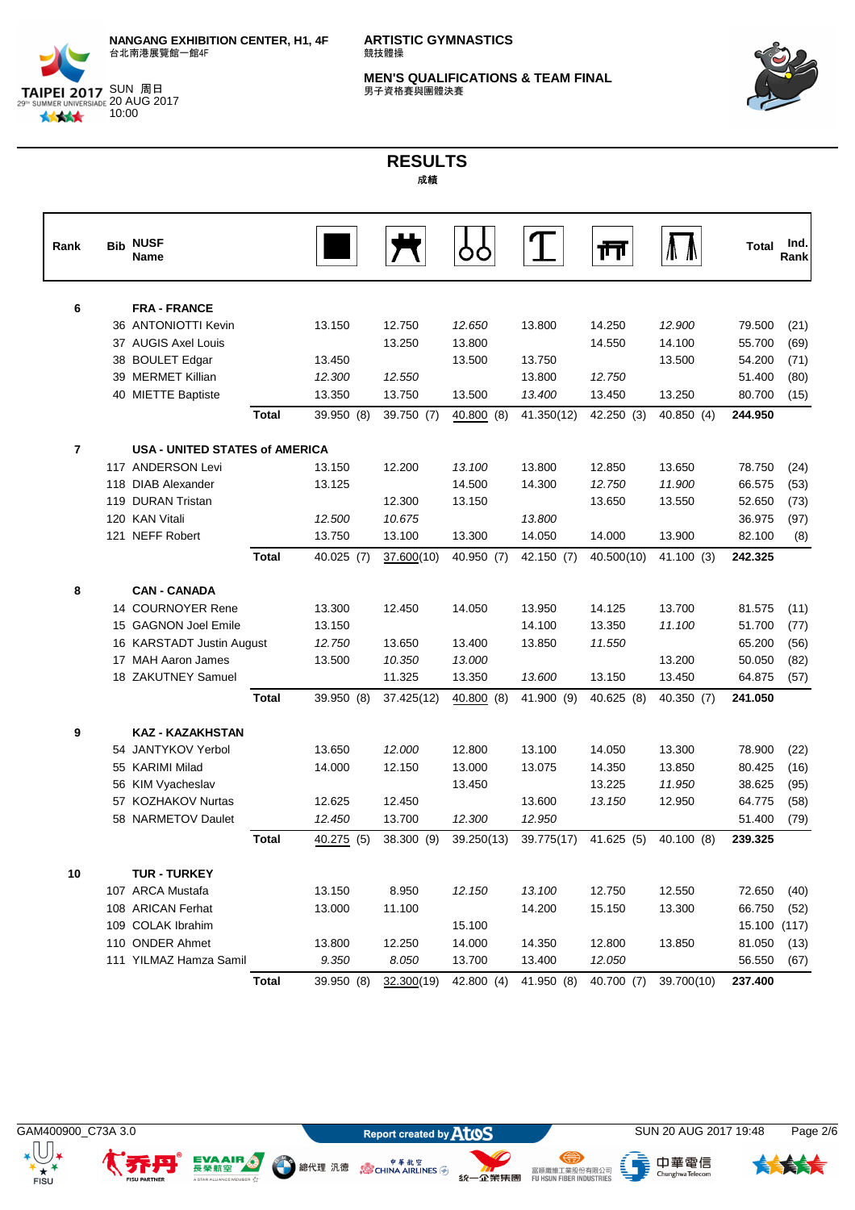NANGANG EXHIBITION CENTER, H1, 4F
台北南港展覽館一館4F

SUN 周日
20 AUG 2017
10:00

ARTISTIC GYMNASTICS
競技體操

MEN'S QUALIFICATIONS & TEAM FINAL
男子資格賽與團體決賽

# RESULTS
成績

| Rank | Bib | NUSF Name | | Floor | Pommel Horse | Rings | Vault | Parallel Bars | Horizontal Bar | Total | Ind. Rank |
|---|---|---|---|---|---|---|---|---|---|---|---|
| 6 | | FRA - FRANCE | | | | | | | | | |
| | 36 | ANTONIOTTI Kevin | | 13.150 | 12.750 | *12.650* | 13.800 | 14.250 | *12.900* | 79.500 | (21) |
| | 37 | AUGIS Axel Louis | | | 13.250 | 13.800 | | 14.550 | 14.100 | 55.700 | (69) |
| | 38 | BOULET Edgar | | 13.450 | | 13.500 | 13.750 | | 13.500 | 54.200 | (71) |
| | 39 | MERMET Killian | | *12.300* | *12.550* | | 13.800 | *12.750* | | 51.400 | (80) |
| | 40 | MIETTE Baptiste | | 13.350 | 13.750 | 13.500 | *13.400* | 13.450 | 13.250 | 80.700 | (15) |
| | | | Total | 39.950 (8) | 39.750 (7) | 40.800 (8) | 41.350(12) | 42.250 (3) | 40.850 (4) | 244.950 | |
| 7 | | USA - UNITED STATES of AMERICA | | | | | | | | | |
| | 117 | ANDERSON Levi | | 13.150 | 12.200 | *13.100* | 13.800 | 12.850 | 13.650 | 78.750 | (24) |
| | 118 | DIAB Alexander | | 13.125 | | 14.500 | 14.300 | *12.750* | *11.900* | 66.575 | (53) |
| | 119 | DURAN Tristan | | | 12.300 | 13.150 | | 13.650 | 13.550 | 52.650 | (73) |
| | 120 | KAN Vitali | | *12.500* | *10.675* | | *13.800* | | | 36.975 | (97) |
| | 121 | NEFF Robert | | 13.750 | 13.100 | 13.300 | 14.050 | 14.000 | 13.900 | 82.100 | (8) |
| | | | Total | 40.025 (7) | 37.600(10) | 40.950 (7) | 42.150 (7) | 40.500(10) | 41.100 (3) | 242.325 | |
| 8 | | CAN - CANADA | | | | | | | | | |
| | 14 | COURNOYER Rene | | 13.300 | 12.450 | 14.050 | 13.950 | 14.125 | 13.700 | 81.575 | (11) |
| | 15 | GAGNON Joel Emile | | 13.150 | | | 14.100 | 13.350 | *11.100* | 51.700 | (77) |
| | 16 | KARSTADT Justin August | | *12.750* | 13.650 | 13.400 | 13.850 | *11.550* | | 65.200 | (56) |
| | 17 | MAH Aaron James | | 13.500 | *10.350* | *13.000* | | | 13.200 | 50.050 | (82) |
| | 18 | ZAKUTNEY Samuel | | | 11.325 | 13.350 | *13.600* | 13.150 | 13.450 | 64.875 | (57) |
| | | | Total | 39.950 (8) | 37.425(12) | 40.800 (8) | 41.900 (9) | 40.625 (8) | 40.350 (7) | 241.050 | |
| 9 | | KAZ - KAZAKHSTAN | | | | | | | | | |
| | 54 | JANTYKOV Yerbol | | 13.650 | *12.000* | 12.800 | 13.100 | 14.050 | 13.300 | 78.900 | (22) |
| | 55 | KARIMI Milad | | 14.000 | 12.150 | 13.000 | 13.075 | 14.350 | 13.850 | 80.425 | (16) |
| | 56 | KIM Vyacheslav | | | | 13.450 | | 13.225 | *11.950* | 38.625 | (95) |
| | 57 | KOZHAKOV Nurtas | | 12.625 | 12.450 | | 13.600 | *13.150* | 12.950 | 64.775 | (58) |
| | 58 | NARMETOV Daulet | | *12.450* | 13.700 | *12.300* | *12.950* | | | 51.400 | (79) |
| | | | Total | 40.275 (5) | 38.300 (9) | 39.250(13) | 39.775(17) | 41.625 (5) | 40.100 (8) | 239.325 | |
| 10 | | TUR - TURKEY | | | | | | | | | |
| | 107 | ARCA Mustafa | | 13.150 | 8.950 | *12.150* | *13.100* | 12.750 | 12.550 | 72.650 | (40) |
| | 108 | ARICAN Ferhat | | 13.000 | 11.100 | | 14.200 | 15.150 | 13.300 | 66.750 | (52) |
| | 109 | COLAK Ibrahim | | | | 15.100 | | | | 15.100 | (117) |
| | 110 | ONDER Ahmet | | 13.800 | 12.250 | 14.000 | 14.350 | 12.800 | 13.850 | 81.050 | (13) |
| | 111 | YILMAZ Hamza Samil | | *9.350* | *8.050* | 13.700 | 13.400 | *12.050* | | 56.550 | (67) |
| | | | Total | 39.950 (8) | 32.300(19) | 42.800 (4) | 41.950 (8) | 40.700 (7) | 39.700(10) | 237.400 | |

GAM400900_C73A 3.0 — Report created by Atos — SUN 20 AUG 2017 19:48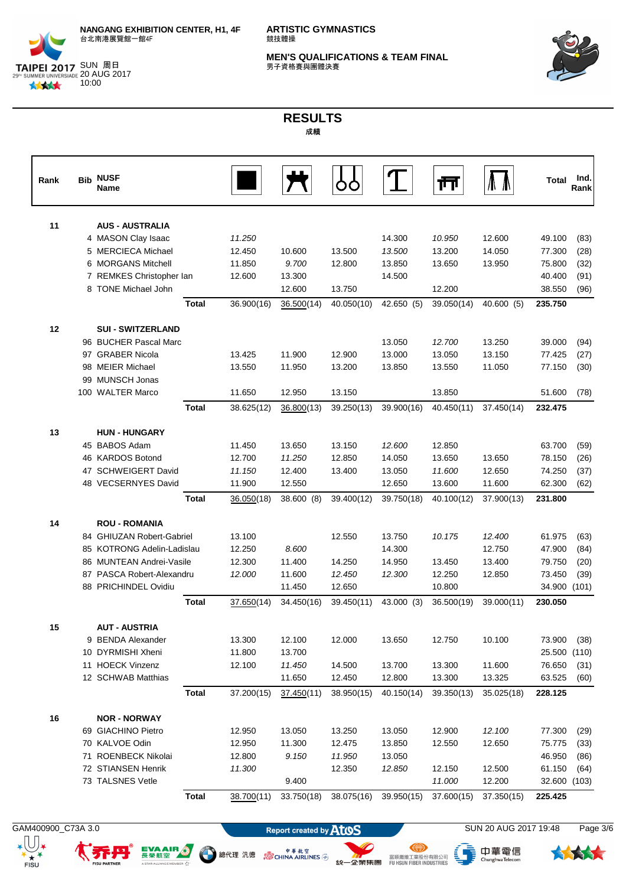# ARTISTIC GYMNASTICS
競技體操

**MEN'S QUALIFICATIONS & TEAM FINAL**
男子資格賽與團體決賽

NANGANG EXHIBITION CENTER, H1, 4F
台北南港展覽館一館4F

SUN 周日 20 AUG 2017 10:00

## RESULTS
成績

| Rank | Bib | NUSF Name | | Floor | Pommel Horse | Rings | Vault | Parallel Bars | Horizontal Bar | Total | Ind. Rank |
|---|---|---|---|---|---|---|---|---|---|---|---|
| 11 | | AUS - AUSTRALIA | | | | | | | | | |
| | 4 | MASON Clay Isaac | | *11.250* | | | 14.300 | *10.950* | 12.600 | 49.100 | (83) |
| | 5 | MERCIECA Michael | | 12.450 | 10.600 | 13.500 | *13.500* | 13.200 | 14.050 | 77.300 | (28) |
| | 6 | MORGANS Mitchell | | 11.850 | *9.700* | 12.800 | 13.850 | 13.650 | 13.950 | 75.800 | (32) |
| | 7 | REMKES Christopher Ian | | 12.600 | 13.300 | | 14.500 | | | 40.400 | (91) |
| | 8 | TONE Michael John | | | 12.600 | 13.750 | | 12.200 | | 38.550 | (96) |
| | | | Total | 36.900(16) | 36.500(14) | 40.050(10) | 42.650 (5) | 39.050(14) | 40.600 (5) | 235.750 | |
| 12 | | SUI - SWITZERLAND | | | | | | | | | |
| | 96 | BUCHER Pascal Marc | | | | | 13.050 | *12.700* | 13.250 | 39.000 | (94) |
| | 97 | GRABER Nicola | | 13.425 | 11.900 | 12.900 | 13.000 | 13.050 | 13.150 | 77.425 | (27) |
| | 98 | MEIER Michael | | 13.550 | 11.950 | 13.200 | 13.850 | 13.550 | 11.050 | 77.150 | (30) |
| | 99 | MUNSCH Jonas | | | | | | | | | |
| | 100 | WALTER Marco | | 11.650 | 12.950 | 13.150 | | 13.850 | | 51.600 | (78) |
| | | | Total | 38.625(12) | 36.800(13) | 39.250(13) | 39.900(16) | 40.450(11) | 37.450(14) | 232.475 | |
| 13 | | HUN - HUNGARY | | | | | | | | | |
| | 45 | BABOS Adam | | 11.450 | 13.650 | 13.150 | *12.600* | 12.850 | | 63.700 | (59) |
| | 46 | KARDOS Botond | | 12.700 | *11.250* | 12.850 | 14.050 | 13.650 | 13.650 | 78.150 | (26) |
| | 47 | SCHWEIGERT David | | *11.150* | 12.400 | 13.400 | 13.050 | *11.600* | 12.650 | 74.250 | (37) |
| | 48 | VECSERNYES David | | 11.900 | 12.550 | | 12.650 | 13.600 | 11.600 | 62.300 | (62) |
| | | | Total | 36.050(18) | 38.600 (8) | 39.400(12) | 39.750(18) | 40.100(12) | 37.900(13) | 231.800 | |
| 14 | | ROU - ROMANIA | | | | | | | | | |
| | 84 | GHIUZAN Robert-Gabriel | | 13.100 | | 12.550 | 13.750 | *10.175* | *12.400* | 61.975 | (63) |
| | 85 | KOTRONG Adelin-Ladislau | | 12.250 | *8.600* | | 14.300 | | 12.750 | 47.900 | (84) |
| | 86 | MUNTEAN Andrei-Vasile | | 12.300 | 11.400 | 14.250 | 14.950 | 13.450 | 13.400 | 79.750 | (20) |
| | 87 | PASCA Robert-Alexandru | | *12.000* | 11.600 | *12.450* | *12.300* | 12.250 | 12.850 | 73.450 | (39) |
| | 88 | PRICHINDEL Ovidiu | | | 11.450 | 12.650 | | 10.800 | | 34.900 | (101) |
| | | | Total | 37.650(14) | 34.450(16) | 39.450(11) | 43.000 (3) | 36.500(19) | 39.000(11) | 230.050 | |
| 15 | | AUT - AUSTRIA | | | | | | | | | |
| | 9 | BENDA Alexander | | 13.300 | 12.100 | 12.000 | 13.650 | 12.750 | 10.100 | 73.900 | (38) |
| | 10 | DYRMISHI Xheni | | 11.800 | 13.700 | | | | | 25.500 | (110) |
| | 11 | HOECK Vinzenz | | 12.100 | *11.450* | 14.500 | 13.700 | 13.300 | 11.600 | 76.650 | (31) |
| | 12 | SCHWAB Matthias | | | 11.650 | 12.450 | 12.800 | 13.300 | 13.325 | 63.525 | (60) |
| | | | Total | 37.200(15) | 37.450(11) | 38.950(15) | 40.150(14) | 39.350(13) | 35.025(18) | 228.125 | |
| 16 | | NOR - NORWAY | | | | | | | | | |
| | 69 | GIACHINO Pietro | | 12.950 | 13.050 | 13.250 | 13.050 | 12.900 | *12.100* | 77.300 | (29) |
| | 70 | KALVOE Odin | | 12.950 | 11.300 | 12.475 | 13.850 | 12.550 | 12.650 | 75.775 | (33) |
| | 71 | ROENBECK Nikolai | | 12.800 | *9.150* | *11.950* | 13.050 | | | 46.950 | (86) |
| | 72 | STIANSEN Henrik | | *11.300* | | 12.350 | *12.850* | 12.150 | 12.500 | 61.150 | (64) |
| | 73 | TALSNES Vetle | | | 9.400 | | | *11.000* | 12.200 | 32.600 | (103) |
| | | | Total | 38.700(11) | 33.750(18) | 38.075(16) | 39.950(15) | 37.600(15) | 37.350(15) | 225.425 | |

GAM400900_C73A 3.0 | Report created by Atos | SUN 20 AUG 2017 19:48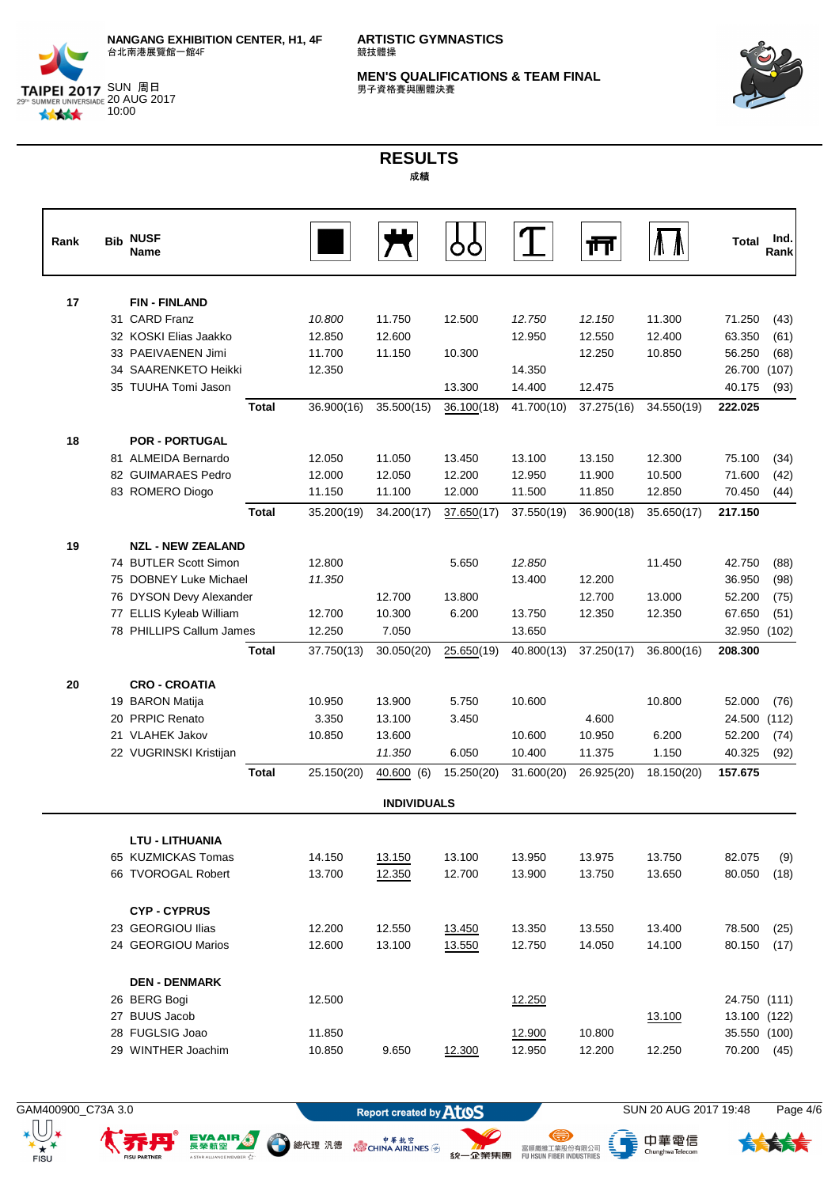# RESULTS

成績

| Rank | Bib | NUSF Name | | Floor | Pommel Horse | Rings | Vault | Parallel Bars | Horizontal Bar | Total | Ind. Rank |
|---|---|---|---|---|---|---|---|---|---|---|---|
| 17 | | **FIN - FINLAND** | | | | | | | | | |
| | 31 | CARD Franz | | *10.800* | 11.750 | 12.500 | *12.750* | *12.150* | 11.300 | 71.250 | (43) |
| | 32 | KOSKI Elias Jaakko | | 12.850 | 12.600 | | 12.950 | 12.550 | 12.400 | 63.350 | (61) |
| | 33 | PAEIVAENEN Jimi | | 11.700 | 11.150 | 10.300 | | 12.250 | 10.850 | 56.250 | (68) |
| | 34 | SAARENKETO Heikki | | 12.350 | | | 14.350 | | | 26.700 | (107) |
| | 35 | TUUHA Tomi Jason | | | | 13.300 | 14.400 | 12.475 | | 40.175 | (93) |
| | | | **Total** | 36.900(16) | 35.500(15) | 36.100(18) | 41.700(10) | 37.275(16) | 34.550(19) | **222.025** | |
| 18 | | **POR - PORTUGAL** | | | | | | | | | |
| | 81 | ALMEIDA Bernardo | | 12.050 | 11.050 | 13.450 | 13.100 | 13.150 | 12.300 | 75.100 | (34) |
| | 82 | GUIMARAES Pedro | | 12.000 | 12.050 | 12.200 | 12.950 | 11.900 | 10.500 | 71.600 | (42) |
| | 83 | ROMERO Diogo | | 11.150 | 11.100 | 12.000 | 11.500 | 11.850 | 12.850 | 70.450 | (44) |
| | | | **Total** | 35.200(19) | 34.200(17) | 37.650(17) | 37.550(19) | 36.900(18) | 35.650(17) | **217.150** | |
| 19 | | **NZL - NEW ZEALAND** | | | | | | | | | |
| | 74 | BUTLER Scott Simon | | 12.800 | | 5.650 | *12.850* | | 11.450 | 42.750 | (88) |
| | 75 | DOBNEY Luke Michael | | *11.350* | | | 13.400 | 12.200 | | 36.950 | (98) |
| | 76 | DYSON Devy Alexander | | | 12.700 | 13.800 | | 12.700 | 13.000 | 52.200 | (75) |
| | 77 | ELLIS Kyleab William | | 12.700 | 10.300 | 6.200 | 13.750 | 12.350 | 12.350 | 67.650 | (51) |
| | 78 | PHILLIPS Callum James | | 12.250 | 7.050 | | 13.650 | | | 32.950 | (102) |
| | | | **Total** | 37.750(13) | 30.050(20) | 25.650(19) | 40.800(13) | 37.250(17) | 36.800(16) | **208.300** | |
| 20 | | **CRO - CROATIA** | | | | | | | | | |
| | 19 | BARON Matija | | 10.950 | 13.900 | 5.750 | 10.600 | | 10.800 | 52.000 | (76) |
| | 20 | PRPIC Renato | | 3.350 | 13.100 | 3.450 | | 4.600 | | 24.500 | (112) |
| | 21 | VLAHEK Jakov | | 10.850 | 13.600 | | 10.600 | 10.950 | 6.200 | 52.200 | (74) |
| | 22 | VUGRINSKI Kristijan | | | *11.350* | 6.050 | 10.400 | 11.375 | 1.150 | 40.325 | (92) |
| | | | **Total** | 25.150(20) | 40.600 (6) | 15.250(20) | 31.600(20) | 26.925(20) | 18.150(20) | **157.675** | |

**INDIVIDUALS**

| Rank | Bib | NUSF Name | Floor | Pommel Horse | Rings | Vault | Parallel Bars | Horizontal Bar | Total | Ind. Rank |
|---|---|---|---|---|---|---|---|---|---|---|
| | | **LTU - LITHUANIA** | | | | | | | | |
| | 65 | KUZMICKAS Tomas | 14.150 | 13.150 | 13.100 | 13.950 | 13.975 | 13.750 | 82.075 | (9) |
| | 66 | TVOROGAL Robert | 13.700 | 12.350 | 12.700 | 13.900 | 13.750 | 13.650 | 80.050 | (18) |
| | | **CYP - CYPRUS** | | | | | | | | |
| | 23 | GEORGIOU Ilias | 12.200 | 12.550 | 13.450 | 13.350 | 13.550 | 13.400 | 78.500 | (25) |
| | 24 | GEORGIOU Marios | 12.600 | 13.100 | 13.550 | 12.750 | 14.050 | 14.100 | 80.150 | (17) |
| | | **DEN - DENMARK** | | | | | | | | |
| | 26 | BERG Bogi | 12.500 | | | 12.250 | | | 24.750 | (111) |
| | 27 | BUUS Jacob | | | | | | 13.100 | 13.100 | (122) |
| | 28 | FUGLSIG Joao | 11.850 | | | 12.900 | 10.800 | | 35.550 | (100) |
| | 29 | WINTHER Joachim | 10.850 | 9.650 | 12.300 | 12.950 | 12.200 | 12.250 | 70.200 | (45) |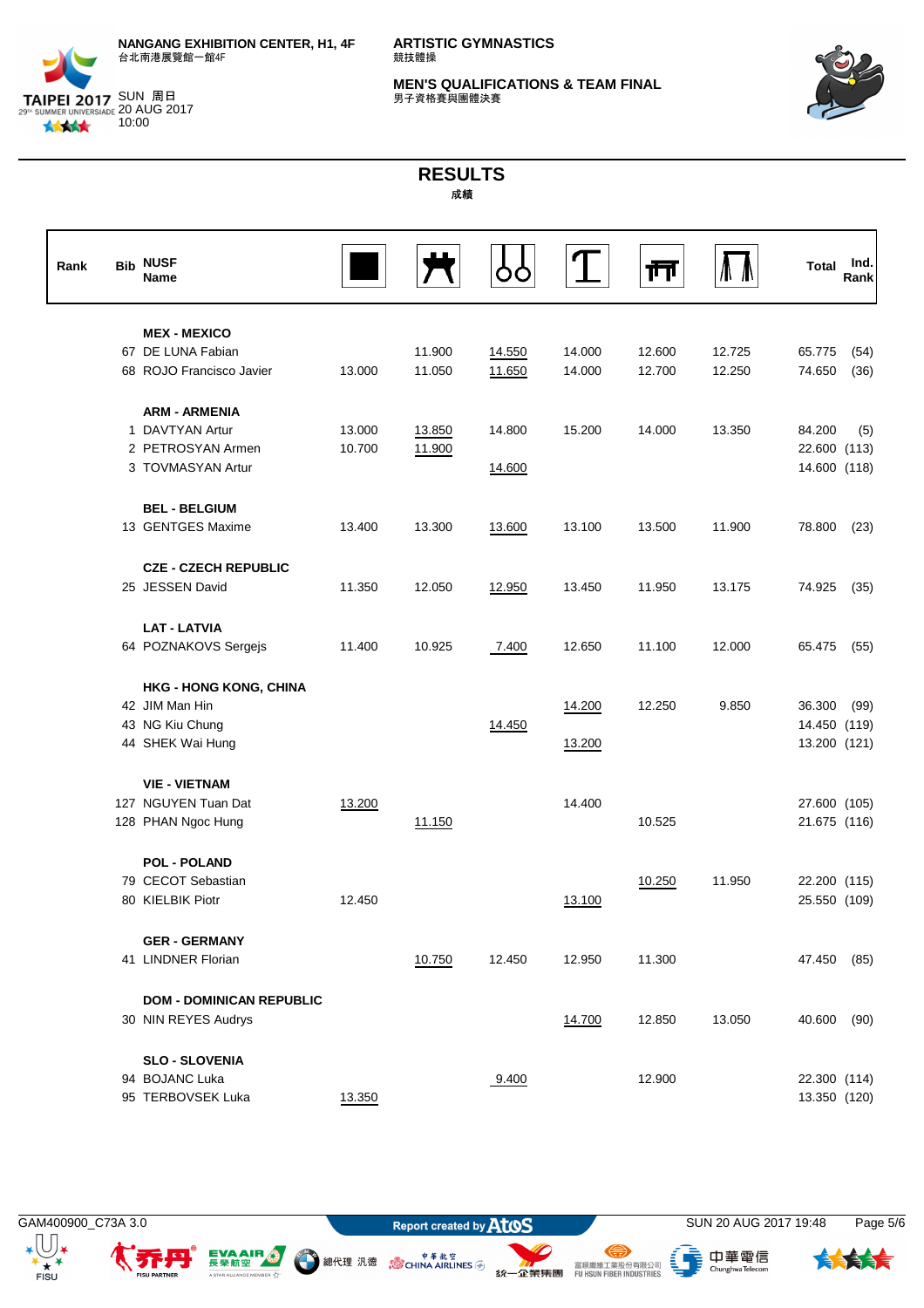## RESULTS

成績

| Rank | Bib | NUSF Name | Floor Exercise | Pommel Horse | Rings | Vault | Parallel Bars | Horizontal Bar | Total | Ind. Rank |
|---|---|---|---|---|---|---|---|---|---|---|
| | | **MEX - MEXICO** | | | | | | | | |
| | 67 | DE LUNA Fabian | | 11.900 | 14.550 | 14.000 | 12.600 | 12.725 | 65.775 | (54) |
| | 68 | ROJO Francisco Javier | 13.000 | 11.050 | 11.650 | 14.000 | 12.700 | 12.250 | 74.650 | (36) |
| | | **ARM - ARMENIA** | | | | | | | | |
| | 1 | DAVTYAN Artur | 13.000 | 13.850 | 14.800 | 15.200 | 14.000 | 13.350 | 84.200 | (5) |
| | 2 | PETROSYAN Armen | 10.700 | 11.900 | | | | | 22.600 | (113) |
| | 3 | TOVMASYAN Artur | | | 14.600 | | | | 14.600 | (118) |
| | | **BEL - BELGIUM** | | | | | | | | |
| | 13 | GENTGES Maxime | 13.400 | 13.300 | 13.600 | 13.100 | 13.500 | 11.900 | 78.800 | (23) |
| | | **CZE - CZECH REPUBLIC** | | | | | | | | |
| | 25 | JESSEN David | 11.350 | 12.050 | 12.950 | 13.450 | 11.950 | 13.175 | 74.925 | (35) |
| | | **LAT - LATVIA** | | | | | | | | |
| | 64 | POZNAKOVS Sergejs | 11.400 | 10.925 | 7.400 | 12.650 | 11.100 | 12.000 | 65.475 | (55) |
| | | **HKG - HONG KONG, CHINA** | | | | | | | | |
| | 42 | JIM Man Hin | | | | 14.200 | 12.250 | 9.850 | 36.300 | (99) |
| | 43 | NG Kiu Chung | | | 14.450 | | | | 14.450 | (119) |
| | 44 | SHEK Wai Hung | | | | 13.200 | | | 13.200 | (121) |
| | | **VIE - VIETNAM** | | | | | | | | |
| | 127 | NGUYEN Tuan Dat | 13.200 | | | 14.400 | | | 27.600 | (105) |
| | 128 | PHAN Ngoc Hung | | 11.150 | | | 10.525 | | 21.675 | (116) |
| | | **POL - POLAND** | | | | | | | | |
| | 79 | CECOT Sebastian | | | | | 10.250 | 11.950 | 22.200 | (115) |
| | 80 | KIELBIK Piotr | 12.450 | | | 13.100 | | | 25.550 | (109) |
| | | **GER - GERMANY** | | | | | | | | |
| | 41 | LINDNER Florian | | 10.750 | 12.450 | 12.950 | 11.300 | | 47.450 | (85) |
| | | **DOM - DOMINICAN REPUBLIC** | | | | | | | | |
| | 30 | NIN REYES Audrys | | | | 14.700 | 12.850 | 13.050 | 40.600 | (90) |
| | | **SLO - SLOVENIA** | | | | | | | | |
| | 94 | BOJANC Luka | | | 9.400 | | 12.900 | | 22.300 | (114) |
| | 95 | TERBOVSEK Luka | 13.350 | | | | | | 13.350 | (120) |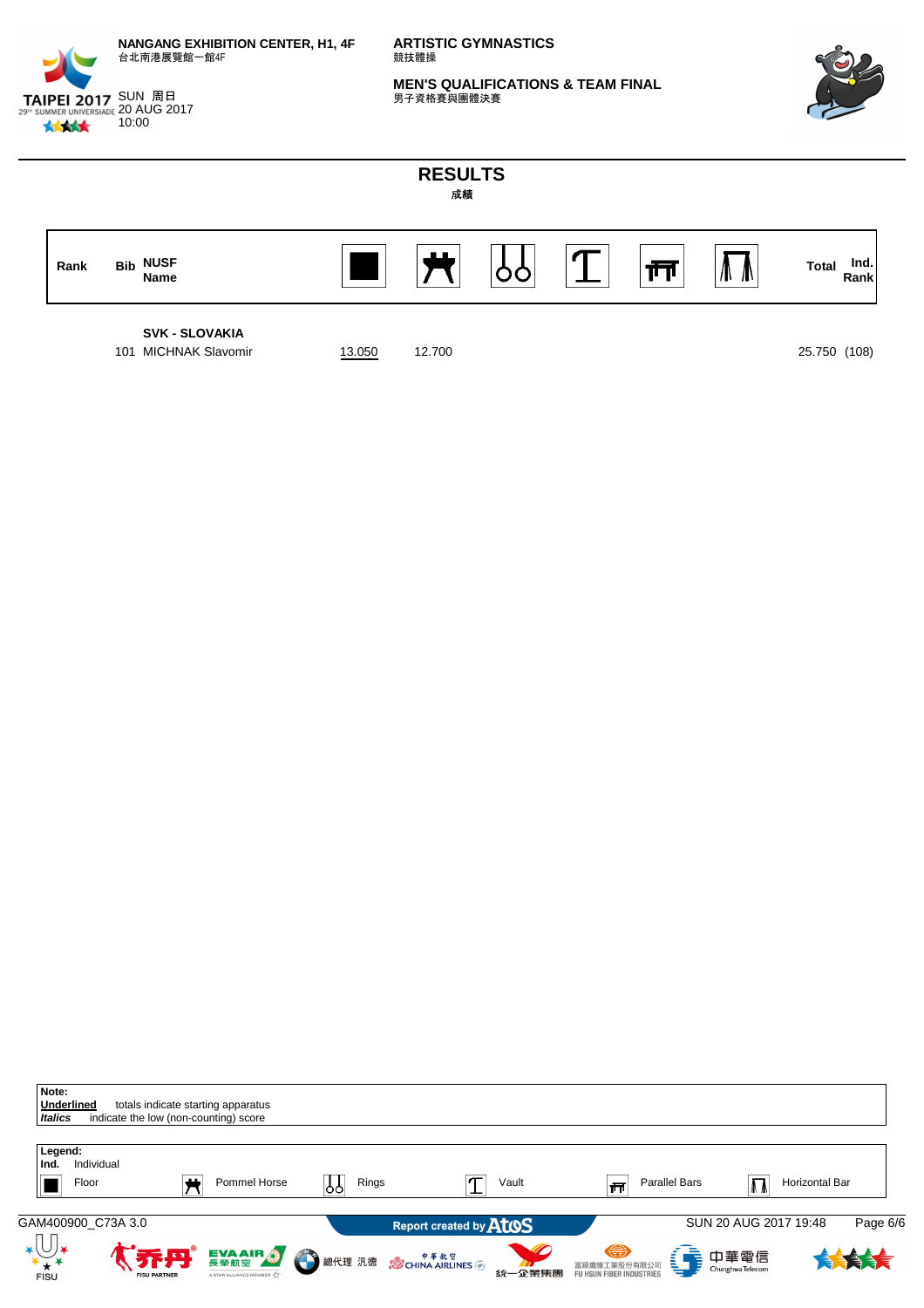# RESULTS

成績

| Rank | Bib | NUSF Name | Floor | Pommel Horse | Rings | Vault | Parallel Bars | Horizontal Bar | Total | Ind. Rank |
|---|---|---|---|---|---|---|---|---|---|---|
| | | **SVK - SLOVAKIA** | | | | | | | | |
| | 101 | MICHNAK Slavomir | 13.050 | 12.700 | | | | | 25.750 | (108) |

**Note:**

**Underlined** totals indicate starting apparatus

***Italics*** indicate the low (non-counting) score

**Legend:**

**Ind.** Individual

Floor | Pommel Horse | Rings | Vault | Parallel Bars | Horizontal Bar

GAM400900_C73A 3.0

Report created by Atos

SUN 20 AUG 2017 19:48